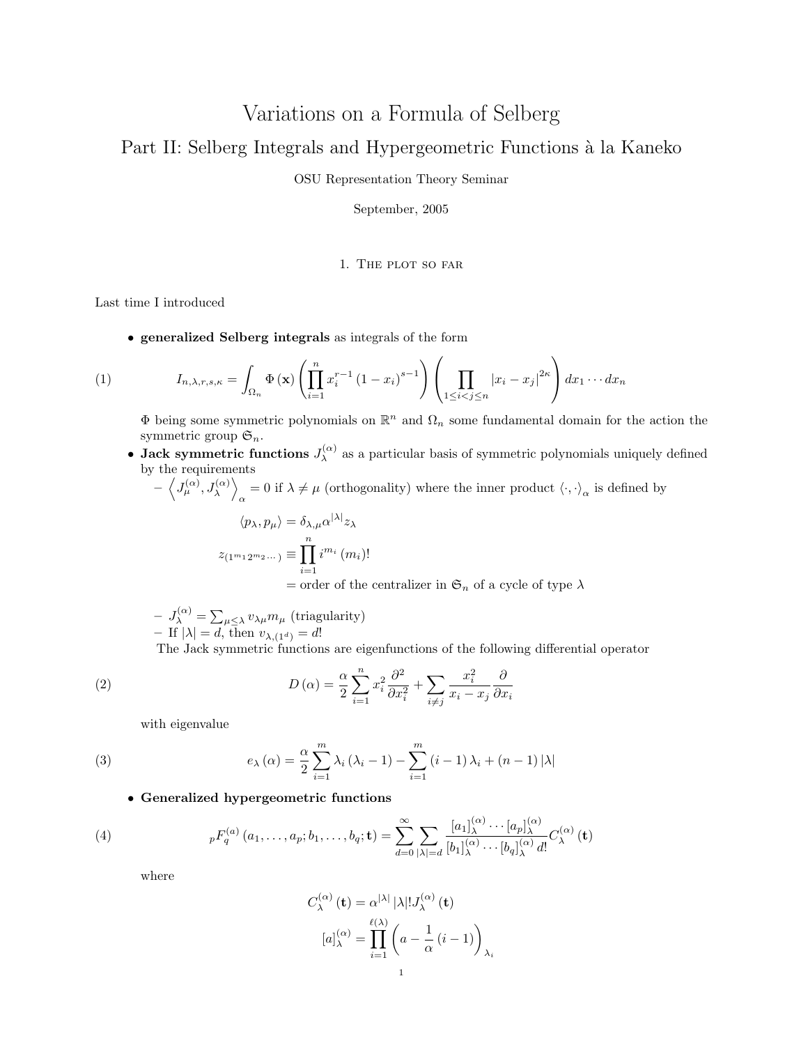# Variations on a Formula of Selberg

## Part II: Selberg Integrals and Hypergeometric Functions à la Kaneko

OSU Representation Theory Seminar

September, 2005

### 1. The plot so far

Last time I introduced

- **generalized Selberg integrals** as integrals of the form

$$I_{n,\lambda,r,s,\kappa} = \int_{\Omega_n} \Phi(\mathbf{x}) \left( \prod_{i=1}^{n} x_i^{r-1} (1-x_i)^{s-1} \right) \left( \prod_{1 \le i < j \le n} |x_i - x_j|^{2\kappa} \right) dx_1 \cdots dx_n \tag{1}$$

  $\Phi$ being some symmetric polynomials on $\mathbb{R}^n$ and $\Omega_n$ some fundamental domain for the action the symmetric group $\mathfrak{S}_n$.

- **Jack symmetric functions** $J_\lambda^{(\alpha)}$ as a particular basis of symmetric polynomials uniquely defined by the requirements
  - $\left\langle J_\mu^{(\alpha)}, J_\lambda^{(\alpha)} \right\rangle_\alpha = 0$ if $\lambda \neq \mu$ (orthogonality) where the inner product $\langle \cdot, \cdot \rangle_\alpha$ is defined by

$$\langle p_\lambda, p_\mu \rangle = \delta_{\lambda,\mu} \alpha^{|\lambda|} z_\lambda$$

$$z_{(1^{m_1} 2^{m_2} \cdots)} \equiv \prod_{i=1}^{n} i^{m_i} (m_i)!$$

$$= \text{order of the centralizer in } \mathfrak{S}_n \text{ of a cycle of type } \lambda$$

  - $J_\lambda^{(\alpha)} = \sum_{\mu \le \lambda} v_{\lambda\mu} m_\mu$ (triagularity)
  - If $|\lambda| = d$, then $v_{\lambda,(1^d)} = d!$

  The Jack symmetric functions are eigenfunctions of the following differential operator

$$D(\alpha) = \frac{\alpha}{2} \sum_{i=1}^{n} x_i^2 \frac{\partial^2}{\partial x_i^2} + \sum_{i \neq j} \frac{x_i^2}{x_i - x_j} \frac{\partial}{\partial x_i} \tag{2}$$

  with eigenvalue

$$e_\lambda(\alpha) = \frac{\alpha}{2} \sum_{i=1}^{m} \lambda_i (\lambda_i - 1) - \sum_{i=1}^{m} (i-1) \lambda_i + (n-1)|\lambda| \tag{3}$$

- **Generalized hypergeometric functions**

$${}_pF_q^{(a)}(a_1, \ldots, a_p; b_1, \ldots, b_q; \mathbf{t}) = \sum_{d=0}^{\infty} \sum_{|\lambda|=d} \frac{[a_1]_\lambda^{(\alpha)} \cdots [a_p]_\lambda^{(\alpha)}}{[b_1]_\lambda^{(\alpha)} \cdots [b_q]_\lambda^{(\alpha)} d!} C_\lambda^{(\alpha)}(\mathbf{t}) \tag{4}$$

  where

$$C_\lambda^{(\alpha)}(\mathbf{t}) = \alpha^{|\lambda|} |\lambda|! J_\lambda^{(\alpha)}(\mathbf{t})$$

$$[a]_\lambda^{(\alpha)} = \prod_{i=1}^{\ell(\lambda)} \left( a - \frac{1}{\alpha}(i-1) \right)_{\lambda_i}$$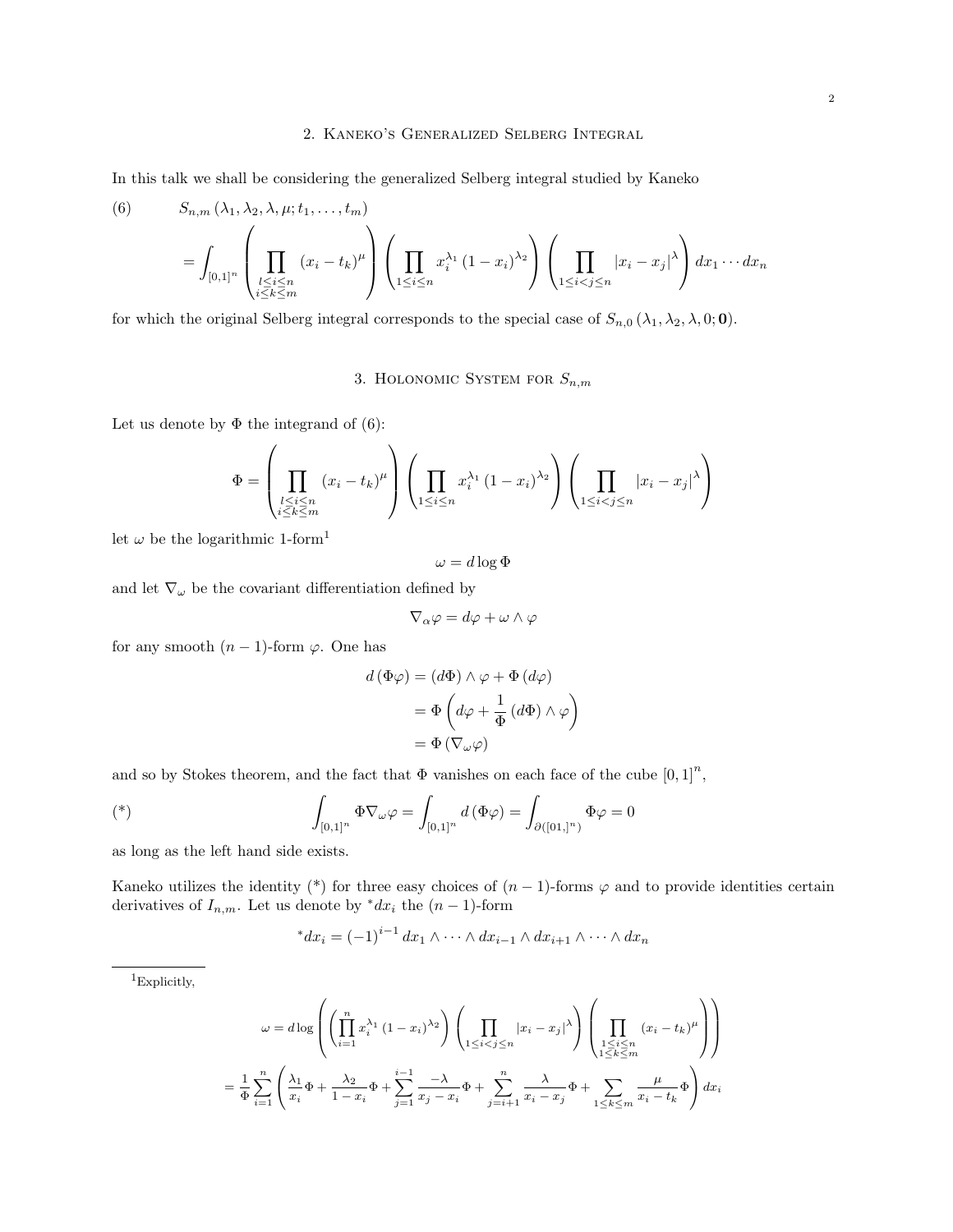## 2. Kaneko's Generalized Selberg Integral

In this talk we shall be considering the generalized Selberg integral studied by Kaneko

$$
\begin{aligned}
(6) \qquad & S_{n,m}\left(\lambda_1, \lambda_2, \lambda, \mu; t_1, \ldots, t_m\right) \\
&= \int_{[0,1]^n} \left( \prod_{\substack{l \leq i \leq n \\ i \leq k \leq m}} \left(x_i - t_k\right)^{\mu} \right) \left( \prod_{1 \leq i \leq n} x_i^{\lambda_1} \left(1 - x_i\right)^{\lambda_2} \right) \left( \prod_{1 \leq i < j \leq n} \left| x_i - x_j \right|^{\lambda} \right) dx_1 \cdots dx_n
\end{aligned}
$$

for which the original Selberg integral corresponds to the special case of $S_{n,0}\left(\lambda_1, \lambda_2, \lambda, 0; \mathbf{0}\right)$.

## 3. Holonomic System for $S_{n,m}$

Let us denote by $\Phi$ the integrand of (6):

$$
\Phi = \left( \prod_{\substack{l \leq i \leq n \\ i \leq k \leq m}} \left(x_i - t_k\right)^{\mu} \right) \left( \prod_{1 \leq i \leq n} x_i^{\lambda_1} \left(1 - x_i\right)^{\lambda_2} \right) \left( \prod_{1 \leq i < j \leq n} \left| x_i - x_j \right|^{\lambda} \right)
$$

let $\omega$ be the logarithmic 1-form[1]

$$
\omega = d \log \Phi
$$

and let $\nabla_{\omega}$ be the covariant differentiation defined by

$$
\nabla_{\alpha} \varphi = d\varphi + \omega \wedge \varphi
$$

for any smooth $(n-1)$-form $\varphi$. One has

$$
\begin{aligned}
d\left(\Phi \varphi\right) &= \left(d\Phi\right) \wedge \varphi + \Phi\left(d\varphi\right) \\
&= \Phi\left(d\varphi + \frac{1}{\Phi}\left(d\Phi\right) \wedge \varphi\right) \\
&= \Phi\left(\nabla_{\omega} \varphi\right)
\end{aligned}
$$

and so by Stokes theorem, and the fact that $\Phi$ vanishes on each face of the cube $[0,1]^n$,

$$
(*) \qquad \int_{[0,1]^n} \Phi \nabla_{\omega} \varphi = \int_{[0,1]^n} d\left(\Phi \varphi\right) = \int_{\partial\left([01,]^n\right)} \Phi \varphi = 0
$$

as long as the left hand side exists.

Kaneko utilizes the identity (*) for three easy choices of $(n-1)$-forms $\varphi$ and to provide identities certain derivatives of $I_{n,m}$. Let us denote by ${}^{*}dx_i$ the $(n-1)$-form

$$
{}^{*}dx_i = \left(-1\right)^{i-1} dx_1 \wedge \cdots \wedge dx_{i-1} \wedge dx_{i+1} \wedge \cdots \wedge dx_n
$$

---

[1] Explicitly,

$$
\begin{aligned}
\omega &= d \log \left( \left( \prod_{i=1}^{n} x_i^{\lambda_1} \left(1 - x_i\right)^{\lambda_2} \right) \left( \prod_{1 \leq i < j \leq n} \left| x_i - x_j \right|^{\lambda} \right) \left( \prod_{\substack{1 \leq i \leq n \\ 1 \leq k \leq m}} \left(x_i - t_k\right)^{\mu} \right) \right) \\
&= \frac{1}{\Phi} \sum_{i=1}^{n} \left( \frac{\lambda_1}{x_i} \Phi + \frac{\lambda_2}{1 - x_i} \Phi + \sum_{j=1}^{i-1} \frac{-\lambda}{x_j - x_i} \Phi + \sum_{j=i+1}^{n} \frac{\lambda}{x_i - x_j} \Phi + \sum_{1 \leq k \leq m} \frac{\mu}{x_i - t_k} \Phi \right) dx_i
\end{aligned}
$$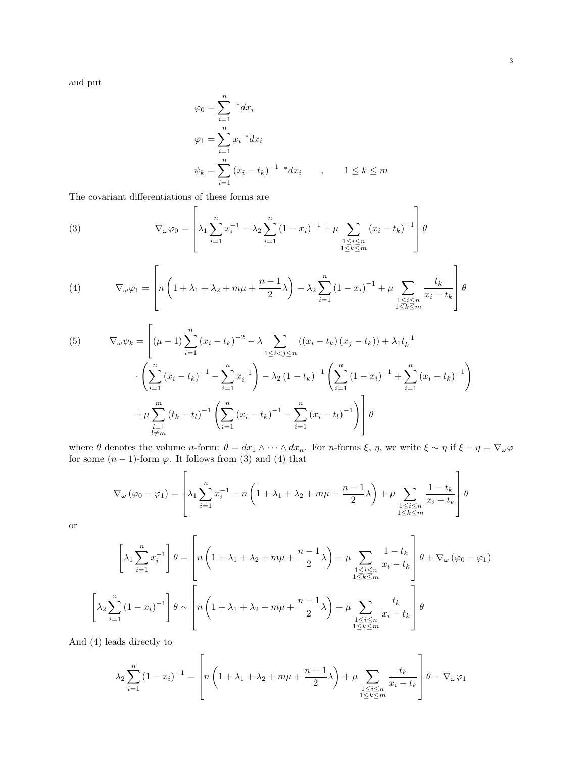and put

$$\varphi_0 = \sum_{i=1}^{n} {}^*dx_i$$

$$\varphi_1 = \sum_{i=1}^{n} x_i \; {}^*dx_i$$

$$\psi_k = \sum_{i=1}^{n} (x_i - t_k)^{-1} \; {}^*dx_i \qquad , \qquad 1 \leq k \leq m$$

The covariant differentiations of these forms are

$$\nabla_\omega \varphi_0 = \left[ \lambda_1 \sum_{i=1}^{n} x_i^{-1} - \lambda_2 \sum_{i=1}^{n} (1 - x_i)^{-1} + \mu \sum_{\substack{1 \leq i \leq n \\ 1 \leq k \leq m}} (x_i - t_k)^{-1} \right] \theta \tag{3}$$

$$\nabla_\omega \varphi_1 = \left[ n \left( 1 + \lambda_1 + \lambda_2 + m\mu + \frac{n-1}{2}\lambda \right) - \lambda_2 \sum_{i=1}^{n} (1 - x_i)^{-1} + \mu \sum_{\substack{1 \leq i \leq n \\ 1 \leq k \leq m}} \frac{t_k}{x_i - t_k} \right] \theta \tag{4}$$

$$\begin{aligned} \nabla_\omega \psi_k = \Bigg[ & (\mu - 1) \sum_{i=1}^{n} (x_i - t_k)^{-2} - \lambda \sum_{1 \leq i < j \leq n} \left( (x_i - t_k)(x_j - t_k) \right) + \lambda_1 t_k^{-1} \\ & \cdot \left( \sum_{i=1}^{n} (x_i - t_k)^{-1} - \sum_{i=1}^{n} x_i^{-1} \right) - \lambda_2 (1 - t_k)^{-1} \left( \sum_{i=1}^{n} (1 - x_i)^{-1} + \sum_{i=1}^{n} (x_i - t_k)^{-1} \right) \\ & + \mu \sum_{\substack{l=1 \\ l \neq m}}^{m} (t_k - t_l)^{-1} \left( \sum_{i=1}^{n} (x_i - t_k)^{-1} - \sum_{i=1}^{n} (x_i - t_l)^{-1} \right) \Bigg] \theta \end{aligned} \tag{5}$$

where $\theta$ denotes the volume $n$-form: $\theta = dx_1 \wedge \cdots \wedge dx_n$. For $n$-forms $\xi$, $\eta$, we write $\xi \sim \eta$ if $\xi - \eta = \nabla_\omega \varphi$ for some $(n-1)$-form $\varphi$. It follows from (3) and (4) that

$$\nabla_\omega (\varphi_0 - \varphi_1) = \left[ \lambda_1 \sum_{i=1}^{n} x_i^{-1} - n \left( 1 + \lambda_1 + \lambda_2 + m\mu + \frac{n-1}{2}\lambda \right) + \mu \sum_{\substack{1 \leq i \leq n \\ 1 \leq k \leq m}} \frac{1 - t_k}{x_i - t_k} \right] \theta$$

or

$$\left[ \lambda_1 \sum_{i=1}^{n} x_i^{-1} \right] \theta = \left[ n \left( 1 + \lambda_1 + \lambda_2 + m\mu + \frac{n-1}{2}\lambda \right) - \mu \sum_{\substack{1 \leq i \leq n \\ 1 \leq k \leq m}} \frac{1 - t_k}{x_i - t_k} \right] \theta + \nabla_\omega (\varphi_0 - \varphi_1)$$

$$\left[ \lambda_2 \sum_{i=1}^{n} (1 - x_i)^{-1} \right] \theta \sim \left[ n \left( 1 + \lambda_1 + \lambda_2 + m\mu + \frac{n-1}{2}\lambda \right) + \mu \sum_{\substack{1 \leq i \leq n \\ 1 \leq k \leq m}} \frac{t_k}{x_i - t_k} \right] \theta$$

And (4) leads directly to

$$\lambda_2 \sum_{i=1}^{n} (1 - x_i)^{-1} = \left[ n \left( 1 + \lambda_1 + \lambda_2 + m\mu + \frac{n-1}{2}\lambda \right) + \mu \sum_{\substack{1 \leq i \leq n \\ 1 \leq k \leq m}} \frac{t_k}{x_i - t_k} \right] \theta - \nabla_\omega \varphi_1$$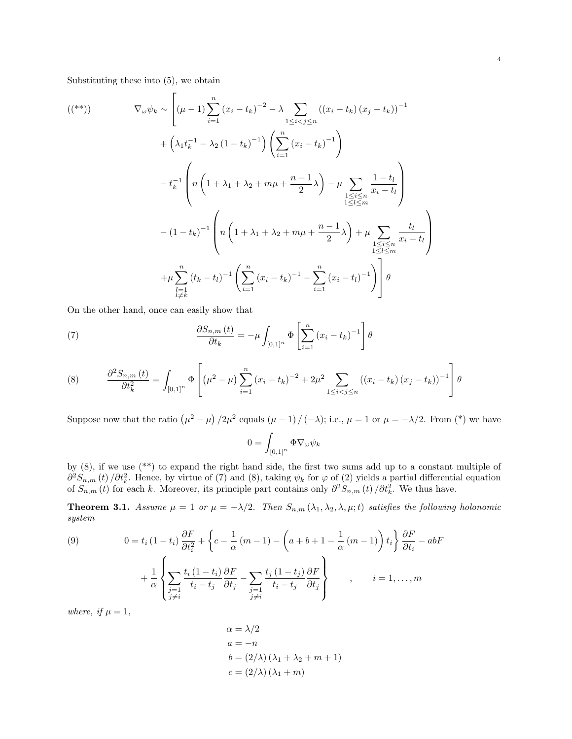Substituting these into (5), we obtain

$$
\tag{(**)}
\begin{aligned}
\nabla_\omega \psi_k \sim \Bigg[ & (\mu - 1) \sum_{i=1}^{n} (x_i - t_k)^{-2} - \lambda \sum_{1 \le i < j \le n} \left( (x_i - t_k)(x_j - t_k) \right)^{-1} \\
& + \left( \lambda_1 t_k^{-1} - \lambda_2 (1 - t_k)^{-1} \right) \left( \sum_{i=1}^{n} (x_i - t_k)^{-1} \right) \\
& - t_k^{-1} \left( n \left( 1 + \lambda_1 + \lambda_2 + m\mu + \frac{n-1}{2} \lambda \right) - \mu \sum_{\substack{1 \le i \le n \\ 1 \le l \le m}} \frac{1 - t_l}{x_i - t_l} \right) \\
& - (1 - t_k)^{-1} \left( n \left( 1 + \lambda_1 + \lambda_2 + m\mu + \frac{n-1}{2} \lambda \right) + \mu \sum_{\substack{1 \le i \le n \\ 1 \le l \le m}} \frac{t_l}{x_i - t_l} \right) \\
& + \mu \sum_{\substack{l=1 \\ l \ne k}}^{n} (t_k - t_l)^{-1} \left( \sum_{i=1}^{n} (x_i - t_k)^{-1} - \sum_{i=1}^{n} (x_i - t_l)^{-1} \right) \Bigg] \theta
\end{aligned}
$$

On the other hand, once can easily show that

$$
\tag{7}
\frac{\partial S_{n,m}(t)}{\partial t_k} = -\mu \int_{[0,1]^n} \Phi \left[ \sum_{i=1}^{n} (x_i - t_k)^{-1} \right] \theta
$$

$$
\tag{8}
\frac{\partial^2 S_{n,m}(t)}{\partial t_k^2} = \int_{[0,1]^n} \Phi \left[ \left( \mu^2 - \mu \right) \sum_{i=1}^{n} (x_i - t_k)^{-2} + 2\mu^2 \sum_{1 \le i < j \le n} \left( (x_i - t_k)(x_j - t_k) \right)^{-1} \right] \theta
$$

Suppose now that the ratio $\left(\mu^2 - \mu\right)/2\mu^2$ equals $(\mu - 1)/(-\lambda)$; i.e., $\mu = 1$ or $\mu = -\lambda/2$. From (*) we have

$$
0 = \int_{[0,1]^n} \Phi \nabla_\omega \psi_k
$$

by (8), if we use (**) to expand the right hand side, the first two sums add up to a constant multiple of $\partial^2 S_{n,m}(t)/\partial t_k^2$. Hence, by virtue of (7) and (8), taking $\psi_k$ for $\varphi$ of (2) yields a partial differential equation of $S_{n,m}(t)$ for each $k$. Moreover, its principle part contains only $\partial^2 S_{n,m}(t)/\partial t_k^2$. We thus have.

**Theorem 3.1.** *Assume $\mu = 1$ or $\mu = -\lambda/2$. Then $S_{n,m}(\lambda_1, \lambda_2, \lambda, \mu; t)$ satisfies the following holonomic system*

$$
\tag{9}
\begin{aligned}
0 = {} & t_i (1 - t_i) \frac{\partial F}{\partial t_i^2} + \left\{ c - \frac{1}{\alpha}(m-1) - \left( a + b + 1 - \frac{1}{\alpha}(m-1) \right) t_i \right\} \frac{\partial F}{\partial t_i} - abF \\
& + \frac{1}{\alpha} \left\{ \sum_{\substack{j=1 \\ j \ne i}} \frac{t_i (1 - t_i)}{t_i - t_j} \frac{\partial F}{\partial t_j} - \sum_{\substack{j=1 \\ j \ne i}} \frac{t_j (1 - t_j)}{t_i - t_j} \frac{\partial F}{\partial t_j} \right\} \qquad , \qquad i = 1, \ldots, m
\end{aligned}
$$

*where, if $\mu = 1$,*

$$
\begin{aligned}
\alpha &= \lambda/2 \\
a &= -n \\
b &= (2/\lambda)(\lambda_1 + \lambda_2 + m + 1) \\
c &= (2/\lambda)(\lambda_1 + m)
\end{aligned}
$$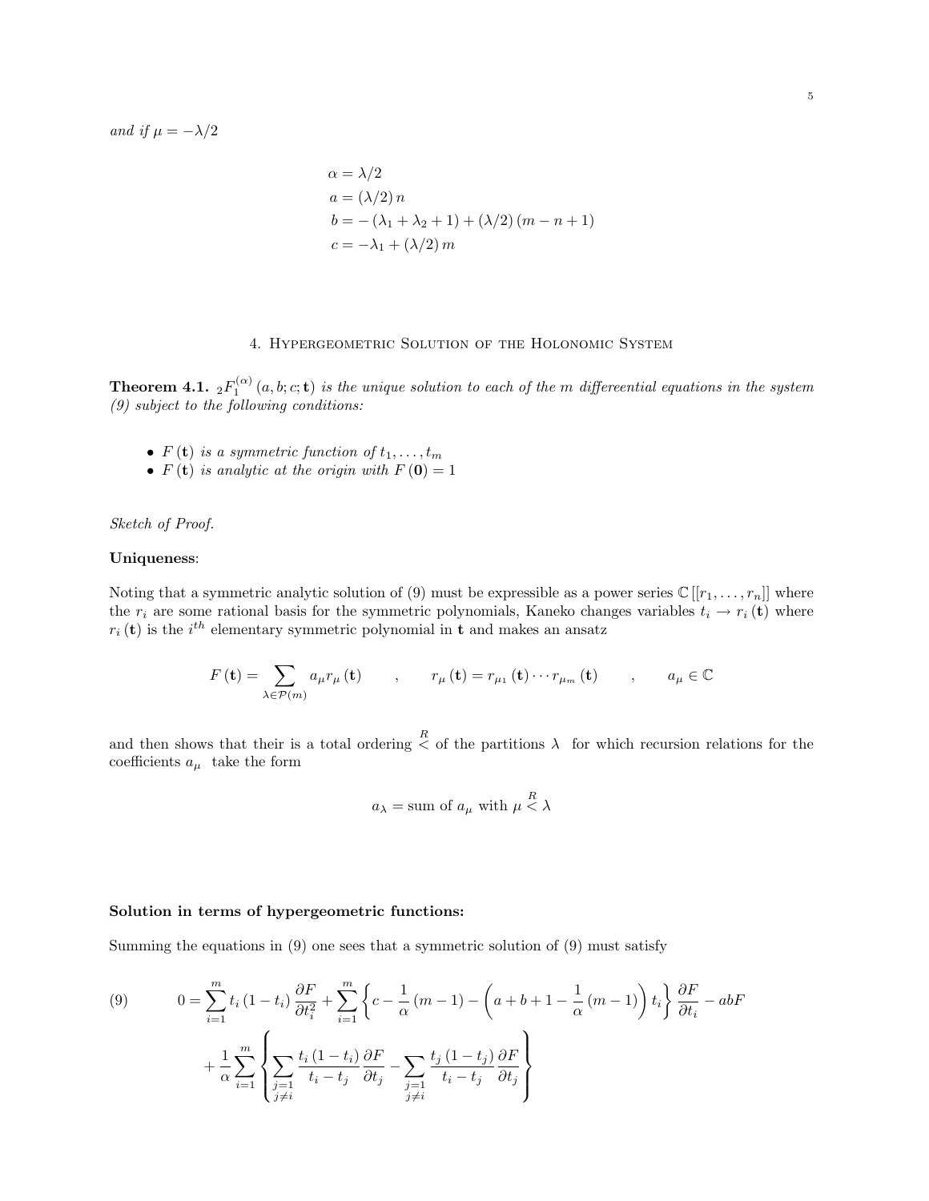*and if* $\mu = -\lambda/2$

$$
\begin{aligned}
\alpha &= \lambda/2 \\
a &= (\lambda/2)\, n \\
b &= -(\lambda_1 + \lambda_2 + 1) + (\lambda/2)(m - n + 1) \\
c &= -\lambda_1 + (\lambda/2)\, m
\end{aligned}
$$

## 4. Hypergeometric Solution of the Holonomic System

**Theorem 4.1.** ${}_2F_1^{(\alpha)}(a, b; c; \mathbf{t})$ *is the unique solution to each of the $m$ differeential equations in the system (9) subject to the following conditions:*

- $F(\mathbf{t})$ *is a symmetric function of* $t_1, \ldots, t_m$
- $F(\mathbf{t})$ *is analytic at the origin with* $F(\mathbf{0}) = 1$

*Sketch of Proof.*

**Uniqueness**:

Noting that a symmetric analytic solution of (9) must be expressible as a power series $\mathbb{C}[[r_1, \ldots, r_n]]$ where the $r_i$ are some rational basis for the symmetric polynomials, Kaneko changes variables $t_i \to r_i(\mathbf{t})$ where $r_i(\mathbf{t})$ is the $i^{th}$ elementary symmetric polynomial in $\mathbf{t}$ and makes an ansatz

$$
F(\mathbf{t}) = \sum_{\lambda \in \mathcal{P}(m)} a_\mu r_\mu(\mathbf{t}) \qquad , \qquad r_\mu(\mathbf{t}) = r_{\mu_1}(\mathbf{t}) \cdots r_{\mu_m}(\mathbf{t}) \qquad , \qquad a_\mu \in \mathbb{C}
$$

and then shows that their is a total ordering $\overset{R}{<}$ of the partitions $\lambda$ for which recursion relations for the coefficients $a_\mu$ take the form

$$
a_\lambda = \text{sum of } a_\mu \text{ with } \mu \overset{R}{<} \lambda
$$

**Solution in terms of hypergeometric functions:**

Summing the equations in (9) one sees that a symmetric solution of (9) must satisfy

$$
\begin{aligned}
0 = \sum_{i=1}^{m} t_i(1 - t_i) \frac{\partial F}{\partial t_i^2} + \sum_{i=1}^{m} \left\{ c - \frac{1}{\alpha}(m-1) - \left( a + b + 1 - \frac{1}{\alpha}(m-1) \right) t_i \right\} \frac{\partial F}{\partial t_i} - abF \\
+ \frac{1}{\alpha} \sum_{i=1}^{m} \left\{ \sum_{\substack{j=1 \\ j \neq i}} \frac{t_i(1-t_i)}{t_i - t_j} \frac{\partial F}{\partial t_j} - \sum_{\substack{j=1 \\ j \neq i}} \frac{t_j(1-t_j)}{t_i - t_j} \frac{\partial F}{\partial t_j} \right\}
\end{aligned} \tag{9}
$$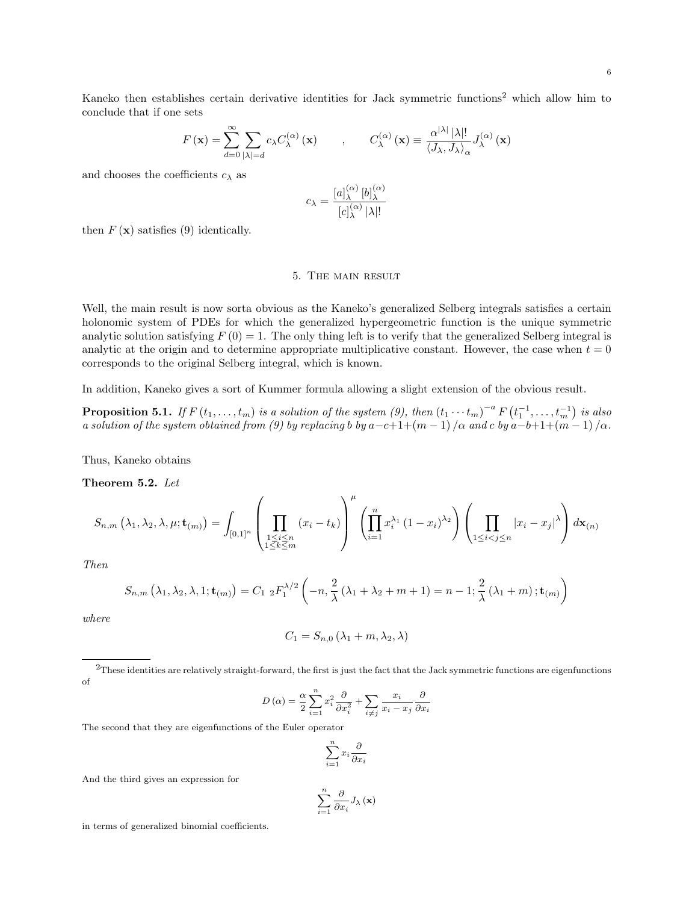Kaneko then establishes certain derivative identities for Jack symmetric functions[2] which allow him to conclude that if one sets

$$F(\mathbf{x}) = \sum_{d=0}^{\infty} \sum_{|\lambda|=d} c_\lambda C_\lambda^{(\alpha)}(\mathbf{x}) \qquad , \qquad C_\lambda^{(\alpha)}(\mathbf{x}) \equiv \frac{\alpha^{|\lambda|} |\lambda|!}{\langle J_\lambda, J_\lambda \rangle_\alpha} J_\lambda^{(\alpha)}(\mathbf{x})$$

and chooses the coefficients $c_\lambda$ as

$$c_\lambda = \frac{[a]_\lambda^{(\alpha)} [b]_\lambda^{(\alpha)}}{[c]_\lambda^{(\alpha)} |\lambda|!}$$

then $F(\mathbf{x})$ satisfies (9) identically.

## 5. The main result

Well, the main result is now sorta obvious as the Kaneko's generalized Selberg integrals satisfies a certain holonomic system of PDEs for which the generalized hypergeometric function is the unique symmetric analytic solution satisfying $F(0) = 1$. The only thing left is to verify that the generalized Selberg integral is analytic at the origin and to determine appropriate multiplicative constant. However, the case when $t = 0$ corresponds to the original Selberg integral, which is known.

In addition, Kaneko gives a sort of Kummer formula allowing a slight extension of the obvious result.

**Proposition 5.1.** *If $F(t_1, \ldots, t_m)$ is a solution of the system (9), then $(t_1 \cdots t_m)^{-a} F\left(t_1^{-1}, \ldots, t_m^{-1}\right)$ is also a solution of the system obtained from (9) by replacing $b$ by $a-c+1+(m-1)/\alpha$ and $c$ by $a-b+1+(m-1)/\alpha$.*

Thus, Kaneko obtains

**Theorem 5.2.** *Let*

$$S_{n,m}\left(\lambda_1, \lambda_2, \lambda, \mu; \mathbf{t}_{(m)}\right) = \int_{[0,1]^n} \left( \prod_{\substack{1 \leq i \leq n \\ 1 \leq k \leq m}} (x_i - t_k) \right)^{\mu} \left( \prod_{i=1}^{n} x_i^{\lambda_1} (1-x_i)^{\lambda_2} \right) \left( \prod_{1 \leq i < j \leq n} |x_i - x_j|^{\lambda} \right) d\mathbf{x}_{(n)}$$

*Then*

$$S_{n,m}\left(\lambda_1, \lambda_2, \lambda, 1; \mathbf{t}_{(m)}\right) = C_1 \; {}_2F_1^{\lambda/2}\left(-n, \frac{2}{\lambda}(\lambda_1 + \lambda_2 + m + 1) = n - 1; \frac{2}{\lambda}(\lambda_1 + m); \mathbf{t}_{(m)}\right)$$

*where*

$$C_1 = S_{n,0}(\lambda_1 + m, \lambda_2, \lambda)$$

---

[2] These identities are relatively straight-forward, the first is just the fact that the Jack symmetric functions are eigenfunctions of

$$D(\alpha) = \frac{\alpha}{2} \sum_{i=1}^{n} x_i^2 \frac{\partial}{\partial x_i^2} + \sum_{i \neq j} \frac{x_i}{x_i - x_j} \frac{\partial}{\partial x_i}$$

The second that they are eigenfunctions of the Euler operator

$$\sum_{i=1}^{n} x_i \frac{\partial}{\partial x_i}$$

And the third gives an expression for

$$\sum_{i=1}^{n} \frac{\partial}{\partial x_i} J_\lambda(\mathbf{x})$$

in terms of generalized binomial coefficients.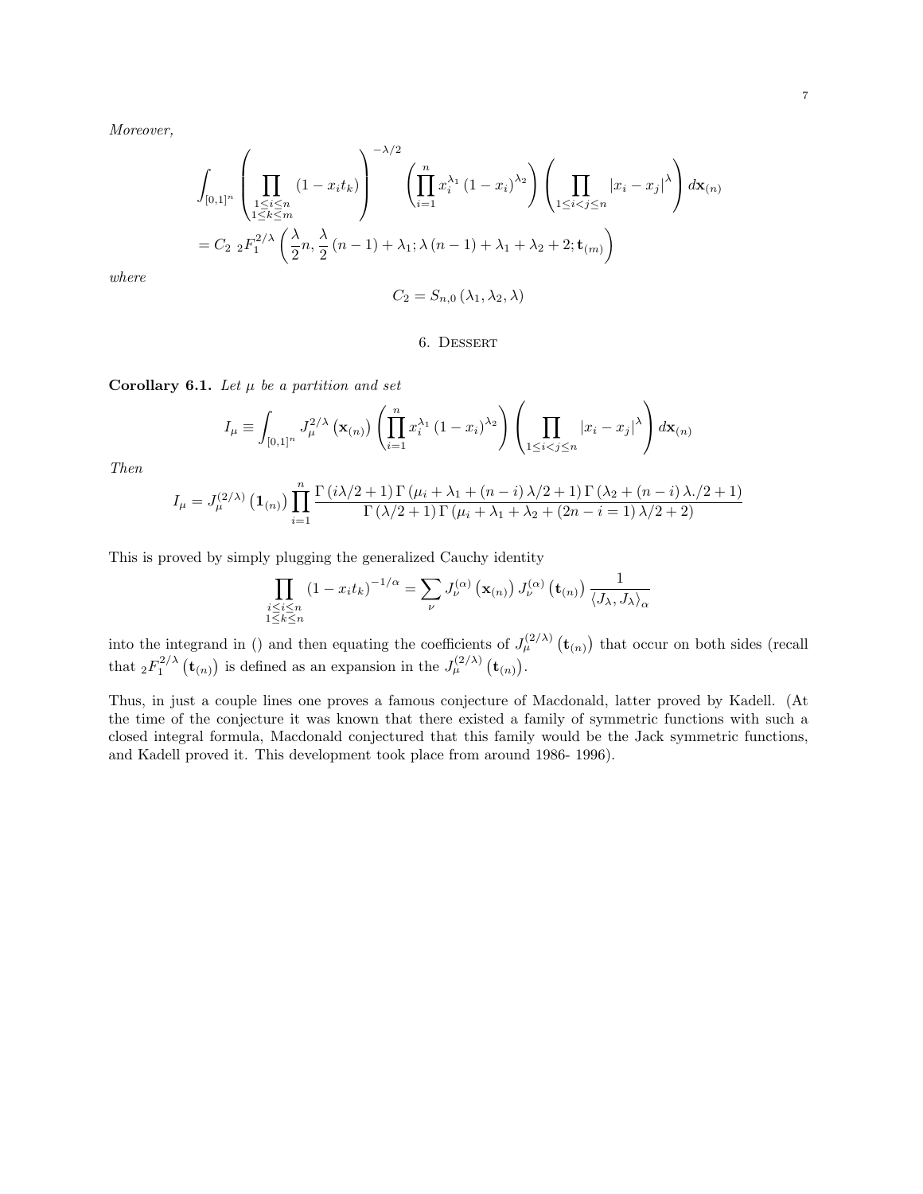*Moreover,*

$$\int_{[0,1]^n} \left( \prod_{\substack{1 \le i \le n \\ 1 \le k \le m}} (1 - x_i t_k) \right)^{-\lambda/2} \left( \prod_{i=1}^{n} x_i^{\lambda_1} (1 - x_i)^{\lambda_2} \right) \left( \prod_{1 \le i < j \le n} |x_i - x_j|^{\lambda} \right) d\mathbf{x}_{(n)}$$

$$= C_2 \ {}_2F_1^{2/\lambda} \left( \frac{\lambda}{2} n, \frac{\lambda}{2} (n-1) + \lambda_1; \lambda (n-1) + \lambda_1 + \lambda_2 + 2; \mathbf{t}_{(m)} \right)$$

*where*

$$C_2 = S_{n,0} (\lambda_1, \lambda_2, \lambda)$$

## 6. Dessert

**Corollary 6.1.** *Let $\mu$ be a partition and set*

$$I_\mu \equiv \int_{[0,1]^n} J_\mu^{2/\lambda} \left( \mathbf{x}_{(n)} \right) \left( \prod_{i=1}^{n} x_i^{\lambda_1} (1 - x_i)^{\lambda_2} \right) \left( \prod_{1 \le i < j \le n} |x_i - x_j|^{\lambda} \right) d\mathbf{x}_{(n)}$$

*Then*

$$I_\mu = J_\mu^{(2/\lambda)} \left( \mathbf{1}_{(n)} \right) \prod_{i=1}^{n} \frac{\Gamma (i\lambda/2 + 1) \Gamma (\mu_i + \lambda_1 + (n-i) \lambda/2 + 1) \Gamma (\lambda_2 + (n-i) \lambda./2 + 1)}{\Gamma (\lambda/2 + 1) \Gamma (\mu_i + \lambda_1 + \lambda_2 + (2n - i = 1) \lambda/2 + 2)}$$

This is proved by simply plugging the generalized Cauchy identity

$$\prod_{\substack{i \le i \le n \\ 1 \le k \le n}} (1 - x_i t_k)^{-1/\alpha} = \sum_{\nu} J_\nu^{(\alpha)} \left( \mathbf{x}_{(n)} \right) J_\nu^{(\alpha)} \left( \mathbf{t}_{(n)} \right) \frac{1}{\langle J_\lambda, J_\lambda \rangle_\alpha}$$

into the integrand in () and then equating the coefficients of $J_\mu^{(2/\lambda)} \left( \mathbf{t}_{(n)} \right)$ that occur on both sides (recall that ${}_2F_1^{2/\lambda} \left( \mathbf{t}_{(n)} \right)$ is defined as an expansion in the $J_\mu^{(2/\lambda)} \left( \mathbf{t}_{(n)} \right)$.

Thus, in just a couple lines one proves a famous conjecture of Macdonald, latter proved by Kadell. (At the time of the conjecture it was known that there existed a family of symmetric functions with such a closed integral formula, Macdonald conjectured that this family would be the Jack symmetric functions, and Kadell proved it. This development took place from around 1986- 1996).